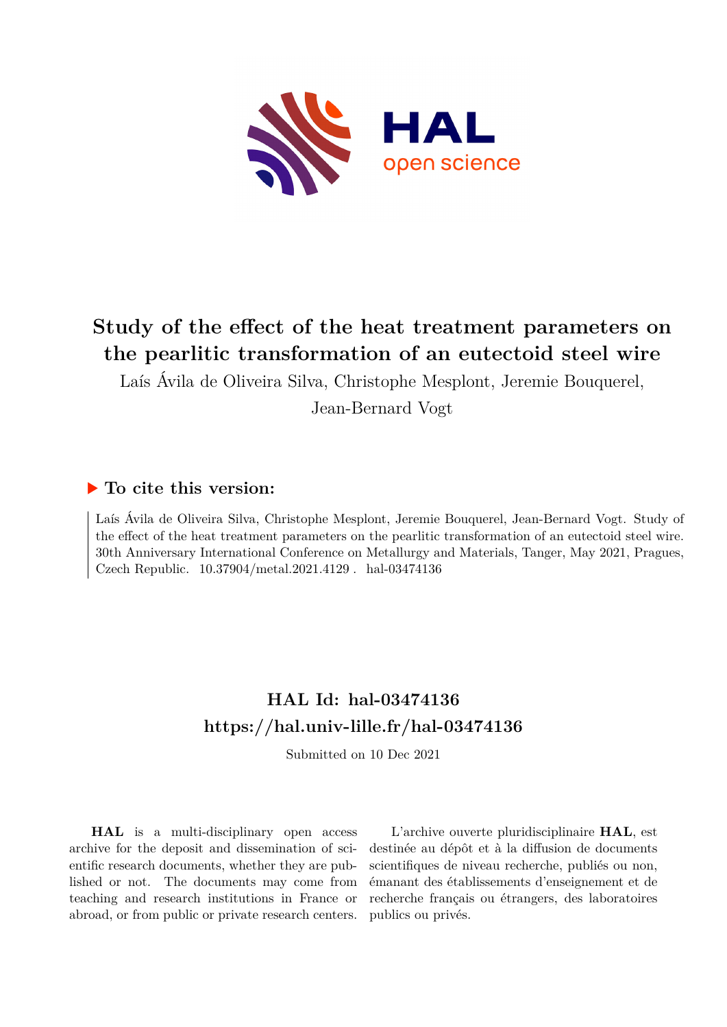# Study of the effect of the heat treatment parameters on the pearlitic transformation of an eutectoid steel wire

Laís Ávila de Oliveira Silva, Christophe Mesplont, Jeremie Bouquerel, Jean-Bernard Vogt

## To cite this version:

Laís Ávila de Oliveira Silva, Christophe Mesplont, Jeremie Bouquerel, Jean-Bernard Vogt. Study of the effect of the heat treatment parameters on the pearlitic transformation of an eutectoid steel wire. 30th Anniversary International Conference on Metallurgy and Materials, Tanger, May 2021, Pragues, Czech Republic. 10.37904/metal.2021.4129 . hal-03474136

## HAL Id: hal-03474136
## https://hal.univ-lille.fr/hal-03474136

Submitted on 10 Dec 2021

**HAL** is a multi-disciplinary open access archive for the deposit and dissemination of scientific research documents, whether they are published or not. The documents may come from teaching and research institutions in France or abroad, or from public or private research centers.

L'archive ouverte pluridisciplinaire **HAL**, est destinée au dépôt et à la diffusion de documents scientifiques de niveau recherche, publiés ou non, émanant des établissements d'enseignement et de recherche français ou étrangers, des laboratoires publics ou privés.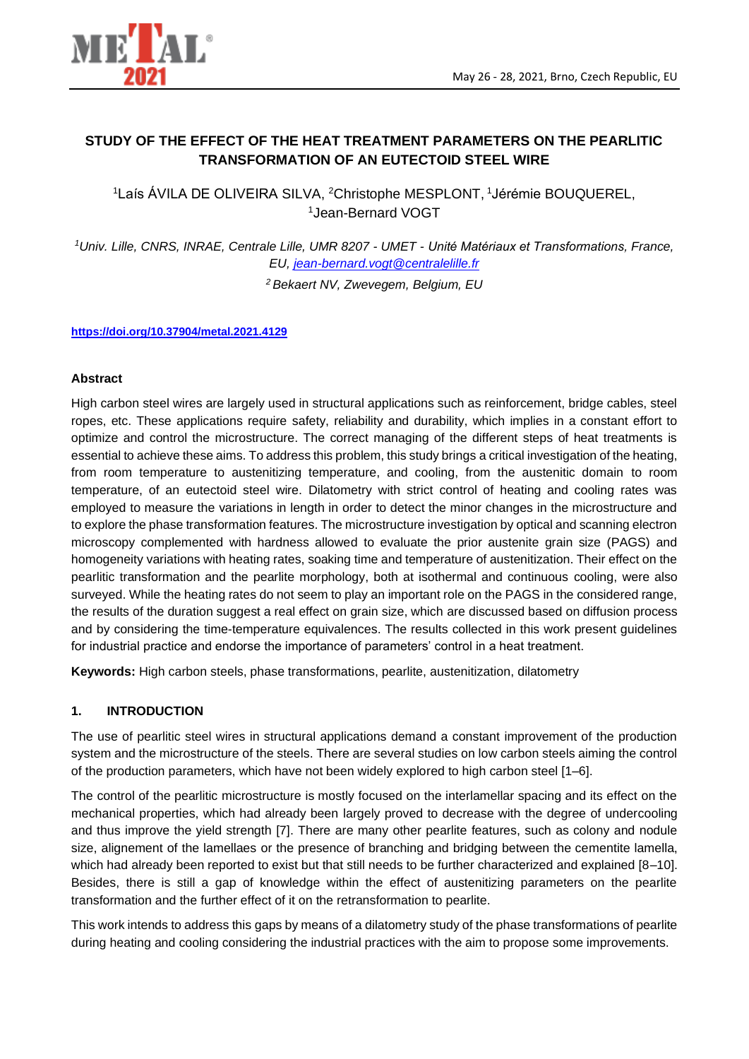# STUDY OF THE EFFECT OF THE HEAT TREATMENT PARAMETERS ON THE PEARLITIC TRANSFORMATION OF AN EUTECTOID STEEL WIRE

[1]Laís ÁVILA DE OLIVEIRA SILVA, [2]Christophe MESPLONT, [1]Jérémie BOUQUEREL, [1]Jean-Bernard VOGT

*[1]Univ. Lille, CNRS, INRAE, Centrale Lille, UMR 8207 - UMET - Unité Matériaux et Transformations, France, EU, jean-bernard.vogt@centralelille.fr*

*[2]Bekaert NV, Zwevegem, Belgium, EU*

**https://doi.org/10.37904/metal.2021.4129**

### Abstract

High carbon steel wires are largely used in structural applications such as reinforcement, bridge cables, steel ropes, etc. These applications require safety, reliability and durability, which implies in a constant effort to optimize and control the microstructure. The correct managing of the different steps of heat treatments is essential to achieve these aims. To address this problem, this study brings a critical investigation of the heating, from room temperature to austenitizing temperature, and cooling, from the austenitic domain to room temperature, of an eutectoid steel wire. Dilatometry with strict control of heating and cooling rates was employed to measure the variations in length in order to detect the minor changes in the microstructure and to explore the phase transformation features. The microstructure investigation by optical and scanning electron microscopy complemented with hardness allowed to evaluate the prior austenite grain size (PAGS) and homogeneity variations with heating rates, soaking time and temperature of austenitization. Their effect on the pearlitic transformation and the pearlite morphology, both at isothermal and continuous cooling, were also surveyed. While the heating rates do not seem to play an important role on the PAGS in the considered range, the results of the duration suggest a real effect on grain size, which are discussed based on diffusion process and by considering the time-temperature equivalences. The results collected in this work present guidelines for industrial practice and endorse the importance of parameters' control in a heat treatment.

**Keywords:** High carbon steels, phase transformations, pearlite, austenitization, dilatometry

## 1. INTRODUCTION

The use of pearlitic steel wires in structural applications demand a constant improvement of the production system and the microstructure of the steels. There are several studies on low carbon steels aiming the control of the production parameters, which have not been widely explored to high carbon steel [1–6].

The control of the pearlitic microstructure is mostly focused on the interlamellar spacing and its effect on the mechanical properties, which had already been largely proved to decrease with the degree of undercooling and thus improve the yield strength [7]. There are many other pearlite features, such as colony and nodule size, alignement of the lamellaes or the presence of branching and bridging between the cementite lamella, which had already been reported to exist but that still needs to be further characterized and explained [8–10]. Besides, there is still a gap of knowledge within the effect of austenitizing parameters on the pearlite transformation and the further effect of it on the retransformation to pearlite.

This work intends to address this gaps by means of a dilatometry study of the phase transformations of pearlite during heating and cooling considering the industrial practices with the aim to propose some improvements.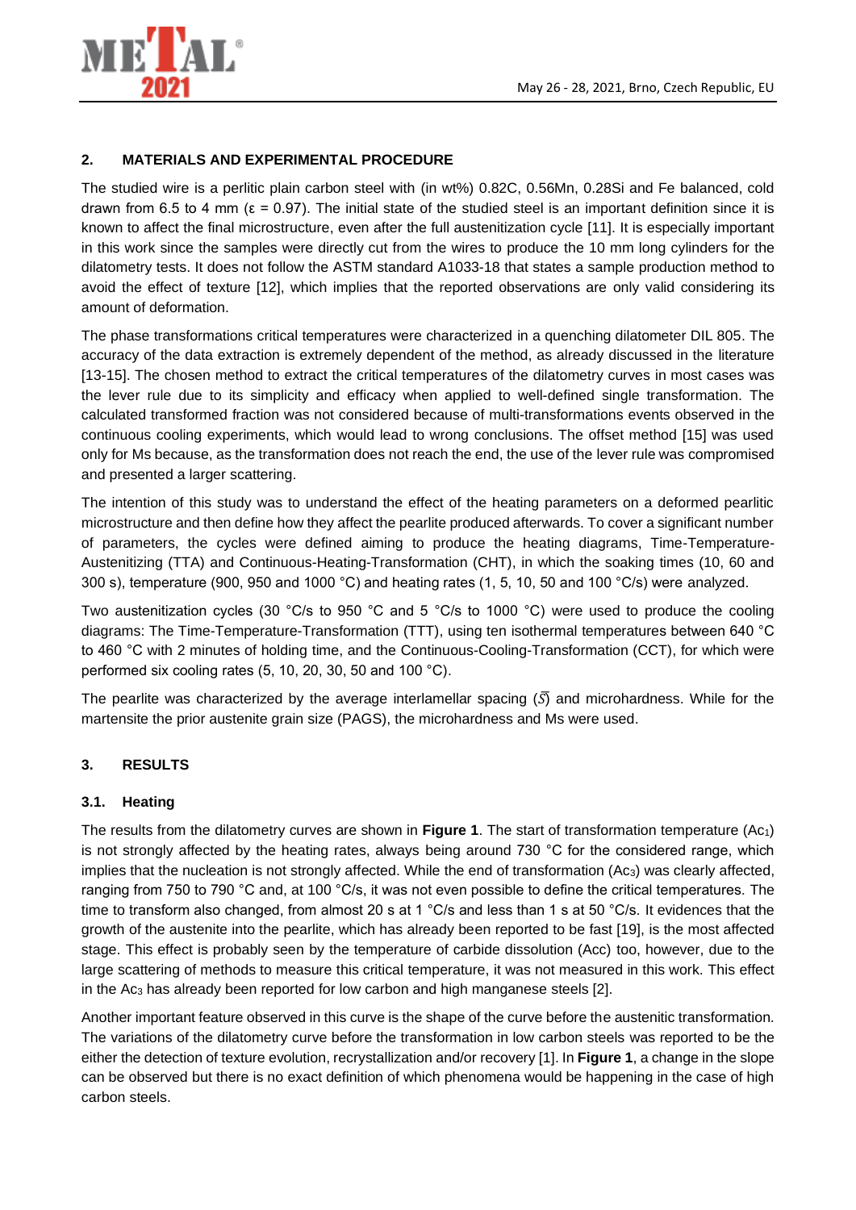## 2. MATERIALS AND EXPERIMENTAL PROCEDURE

The studied wire is a perlitic plain carbon steel with (in wt%) 0.82C, 0.56Mn, 0.28Si and Fe balanced, cold drawn from 6.5 to 4 mm ($\varepsilon$ = 0.97). The initial state of the studied steel is an important definition since it is known to affect the final microstructure, even after the full austenitization cycle [11]. It is especially important in this work since the samples were directly cut from the wires to produce the 10 mm long cylinders for the dilatometry tests. It does not follow the ASTM standard A1033-18 that states a sample production method to avoid the effect of texture [12], which implies that the reported observations are only valid considering its amount of deformation.

The phase transformations critical temperatures were characterized in a quenching dilatometer DIL 805. The accuracy of the data extraction is extremely dependent of the method, as already discussed in the literature [13-15]. The chosen method to extract the critical temperatures of the dilatometry curves in most cases was the lever rule due to its simplicity and efficacy when applied to well-defined single transformation. The calculated transformed fraction was not considered because of multi-transformations events observed in the continuous cooling experiments, which would lead to wrong conclusions. The offset method [15] was used only for Ms because, as the transformation does not reach the end, the use of the lever rule was compromised and presented a larger scattering.

The intention of this study was to understand the effect of the heating parameters on a deformed pearlitic microstructure and then define how they affect the pearlite produced afterwards. To cover a significant number of parameters, the cycles were defined aiming to produce the heating diagrams, Time-Temperature-Austenitizing (TTA) and Continuous-Heating-Transformation (CHT), in which the soaking times (10, 60 and 300 s), temperature (900, 950 and 1000 °C) and heating rates (1, 5, 10, 50 and 100 °C/s) were analyzed.

Two austenitization cycles (30 °C/s to 950 °C and 5 °C/s to 1000 °C) were used to produce the cooling diagrams: The Time-Temperature-Transformation (TTT), using ten isothermal temperatures between 640 °C to 460 °C with 2 minutes of holding time, and the Continuous-Cooling-Transformation (CCT), for which were performed six cooling rates (5, 10, 20, 30, 50 and 100 °C).

The pearlite was characterized by the average interlamellar spacing ($\bar{S}$) and microhardness. While for the martensite the prior austenite grain size (PAGS), the microhardness and Ms were used.

## 3. RESULTS

### 3.1. Heating

The results from the dilatometry curves are shown in **Figure 1**. The start of transformation temperature ($Ac_1$) is not strongly affected by the heating rates, always being around 730 °C for the considered range, which implies that the nucleation is not strongly affected. While the end of transformation ($Ac_3$) was clearly affected, ranging from 750 to 790 °C and, at 100 °C/s, it was not even possible to define the critical temperatures. The time to transform also changed, from almost 20 s at 1 °C/s and less than 1 s at 50 °C/s. It evidences that the growth of the austenite into the pearlite, which has already been reported to be fast [19], is the most affected stage. This effect is probably seen by the temperature of carbide dissolution (Acc) too, however, due to the large scattering of methods to measure this critical temperature, it was not measured in this work. This effect in the $Ac_3$ has already been reported for low carbon and high manganese steels [2].

Another important feature observed in this curve is the shape of the curve before the austenitic transformation. The variations of the dilatometry curve before the transformation in low carbon steels was reported to be the either the detection of texture evolution, recrystallization and/or recovery [1]. In **Figure 1**, a change in the slope can be observed but there is no exact definition of which phenomena would be happening in the case of high carbon steels.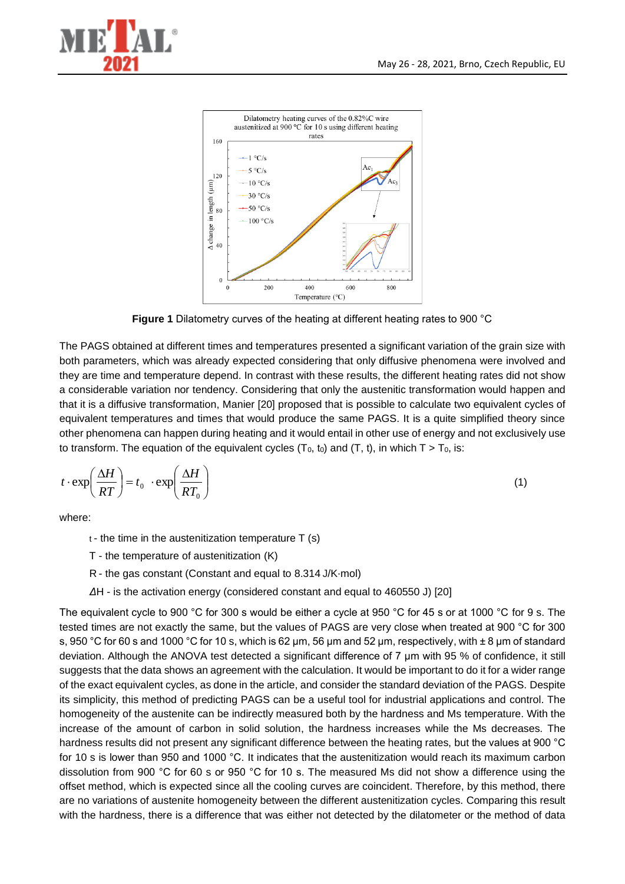**Figure 1** Dilatometry curves of the heating at different heating rates to 900 °C

The PAGS obtained at different times and temperatures presented a significant variation of the grain size with both parameters, which was already expected considering that only diffusive phenomena were involved and they are time and temperature depend. In contrast with these results, the different heating rates did not show a considerable variation nor tendency. Considering that only the austenitic transformation would happen and that it is a diffusive transformation, Manier [20] proposed that is possible to calculate two equivalent cycles of equivalent temperatures and times that would produce the same PAGS. It is a quite simplified theory since other phenomena can happen during heating and it would entail in other use of energy and not exclusively use to transform. The equation of the equivalent cycles ($T_0$, $t_0$) and (T, t), in which $T > T_0$, is:

$$t \cdot \exp\left(\frac{\Delta H}{RT}\right) = t_0 \cdot \exp\left(\frac{\Delta H}{RT_0}\right) \tag{1}$$

where:

- t - the time in the austenitization temperature T (s)
- T - the temperature of austenitization (K)
- R - the gas constant (Constant and equal to 8.314 J/K·mol)
- $\Delta H$ - is the activation energy (considered constant and equal to 460550 J) [20]

The equivalent cycle to 900 °C for 300 s would be either a cycle at 950 °C for 45 s or at 1000 °C for 9 s. The tested times are not exactly the same, but the values of PAGS are very close when treated at 900 °C for 300 s, 950 °C for 60 s and 1000 °C for 10 s, which is 62 µm, 56 µm and 52 µm, respectively, with ± 8 µm of standard deviation. Although the ANOVA test detected a significant difference of 7 µm with 95 % of confidence, it still suggests that the data shows an agreement with the calculation. It would be important to do it for a wider range of the exact equivalent cycles, as done in the article, and consider the standard deviation of the PAGS. Despite its simplicity, this method of predicting PAGS can be a useful tool for industrial applications and control. The homogeneity of the austenite can be indirectly measured both by the hardness and Ms temperature. With the increase of the amount of carbon in solid solution, the hardness increases while the Ms decreases. The hardness results did not present any significant difference between the heating rates, but the values at 900 °C for 10 s is lower than 950 and 1000 °C. It indicates that the austenitization would reach its maximum carbon dissolution from 900 °C for 60 s or 950 °C for 10 s. The measured Ms did not show a difference using the offset method, which is expected since all the cooling curves are coincident. Therefore, by this method, there are no variations of austenite homogeneity between the different austenitization cycles. Comparing this result with the hardness, there is a difference that was either not detected by the dilatometer or the method of data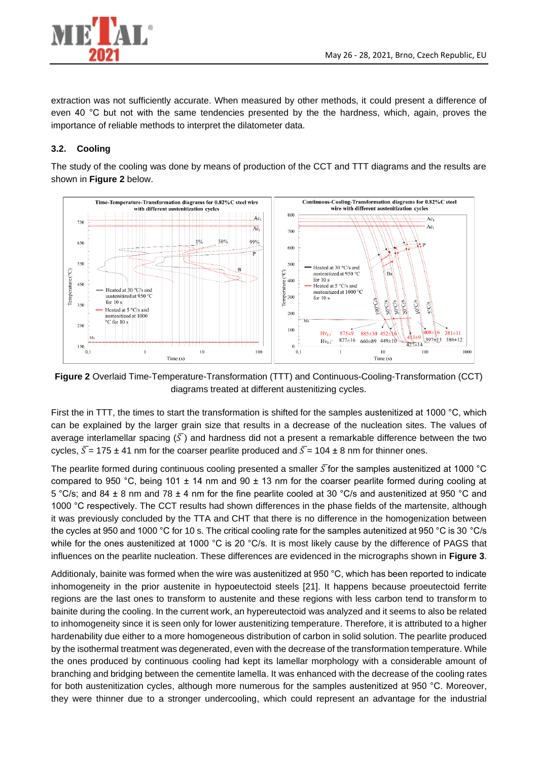extraction was not sufficiently accurate. When measured by other methods, it could present a difference of even 40 °C but not with the same tendencies presented by the the hardness, which, again, proves the importance of reliable methods to interpret the dilatometer data.

### 3.2. Cooling

The study of the cooling was done by means of production of the CCT and TTT diagrams and the results are shown in **Figure 2** below.

**Figure 2** Overlaid Time-Temperature-Transformation (TTT) and Continuous-Cooling-Transformation (CCT) diagrams treated at different austenitizing cycles.

First the in TTT, the times to start the transformation is shifted for the samples austenitized at 1000 °C, which can be explained by the larger grain size that results in a decrease of the nucleation sites. The values of average interlamellar spacing ($\bar{S}$) and hardness did not a present a remarkable difference between the two cycles, $\bar{S}$ = 175 ± 41 nm for the coarser pearlite produced and $\bar{S}$ = 104 ± 8 nm for thinner ones.

The pearlite formed during continuous cooling presented a smaller $\bar{S}$ for the samples austenitized at 1000 °C compared to 950 °C, being 101 ± 14 nm and 90 ± 13 nm for the coarser pearlite formed during cooling at 5 °C/s; and 84 ± 8 nm and 78 ± 4 nm for the fine pearlite cooled at 30 °C/s and austenitized at 950 °C and 1000 °C respectively. The CCT results had shown differences in the phase fields of the martensite, although it was previously concluded by the TTA and CHT that there is no difference in the homogenization between the cycles at 950 and 1000 °C for 10 s. The critical cooling rate for the samples autenitized at 950 °C is 30 °C/s while for the ones austenitized at 1000 °C is 20 °C/s. It is most likely cause by the difference of PAGS that influences on the pearlite nucleation. These differences are evidenced in the micrographs shown in **Figure 3**.

Additionaly, bainite was formed when the wire was austenitized at 950 °C, which has been reported to indicate inhomogeneity in the prior austenite in hypoeutectoid steels [21]. It happens because proeutectoid ferrite regions are the last ones to transform to austenite and these regions with less carbon tend to transform to bainite during the cooling. In the current work, an hypereutectoid was analyzed and it seems to also be related to inhomogeneity since it is seen only for lower austenitizing temperature. Therefore, it is attributed to a higher hardenability due either to a more homogeneous distribution of carbon in solid solution. The pearlite produced by the isothermal treatment was degenerated, even with the decrease of the transformation temperature. While the ones produced by continuous cooling had kept its lamellar morphology with a considerable amount of branching and bridging between the cementite lamella. It was enhanced with the decrease of the cooling rates for both austenitization cycles, although more numerous for the samples austenitized at 950 °C. Moreover, they were thinner due to a stronger undercooling, which could represent an advantage for the industrial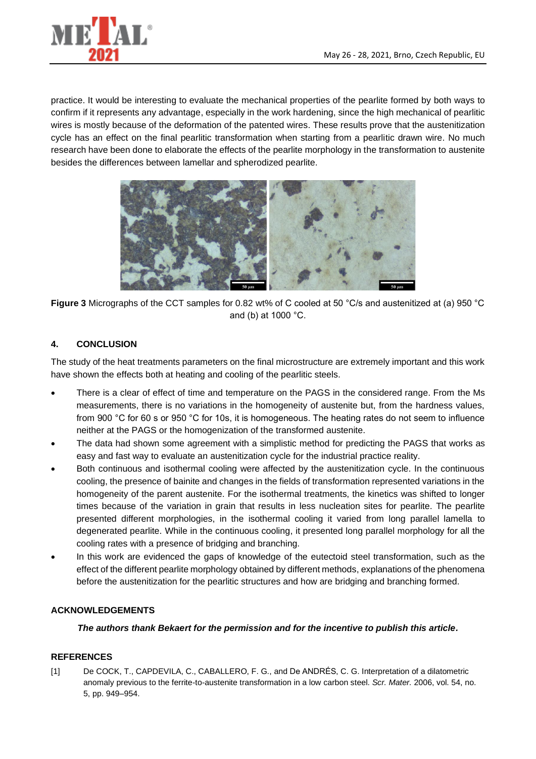practice. It would be interesting to evaluate the mechanical properties of the pearlite formed by both ways to confirm if it represents any advantage, especially in the work hardening, since the high mechanical of pearlitic wires is mostly because of the deformation of the patented wires. These results prove that the austenitization cycle has an effect on the final pearlitic transformation when starting from a pearlitic drawn wire. No much research have been done to elaborate the effects of the pearlite morphology in the transformation to austenite besides the differences between lamellar and spherodized pearlite.

**Figure 3** Micrographs of the CCT samples for 0.82 wt% of C cooled at 50 °C/s and austenitized at (a) 950 °C and (b) at 1000 °C.

## 4. CONCLUSION

The study of the heat treatments parameters on the final microstructure are extremely important and this work have shown the effects both at heating and cooling of the pearlitic steels.

- There is a clear of effect of time and temperature on the PAGS in the considered range. From the Ms measurements, there is no variations in the homogeneity of austenite but, from the hardness values, from 900 °C for 60 s or 950 °C for 10s, it is homogeneous. The heating rates do not seem to influence neither at the PAGS or the homogenization of the transformed austenite.
- The data had shown some agreement with a simplistic method for predicting the PAGS that works as easy and fast way to evaluate an austenitization cycle for the industrial practice reality.
- Both continuous and isothermal cooling were affected by the austenitization cycle. In the continuous cooling, the presence of bainite and changes in the fields of transformation represented variations in the homogeneity of the parent austenite. For the isothermal treatments, the kinetics was shifted to longer times because of the variation in grain that results in less nucleation sites for pearlite. The pearlite presented different morphologies, in the isothermal cooling it varied from long parallel lamella to degenerated pearlite. While in the continuous cooling, it presented long parallel morphology for all the cooling rates with a presence of bridging and branching.
- In this work are evidenced the gaps of knowledge of the eutectoid steel transformation, such as the effect of the different pearlite morphology obtained by different methods, explanations of the phenomena before the austenitization for the pearlitic structures and how are bridging and branching formed.

## ACKNOWLEDGEMENTS

***The authors thank Bekaert for the permission and for the incentive to publish this article.***

## REFERENCES

[1] De COCK, T., CAPDEVILA, C., CABALLERO, F. G., and De ANDRÉS, C. G. Interpretation of a dilatometric anomaly previous to the ferrite-to-austenite transformation in a low carbon steel. *Scr. Mater.* 2006, vol. 54, no. 5, pp. 949–954.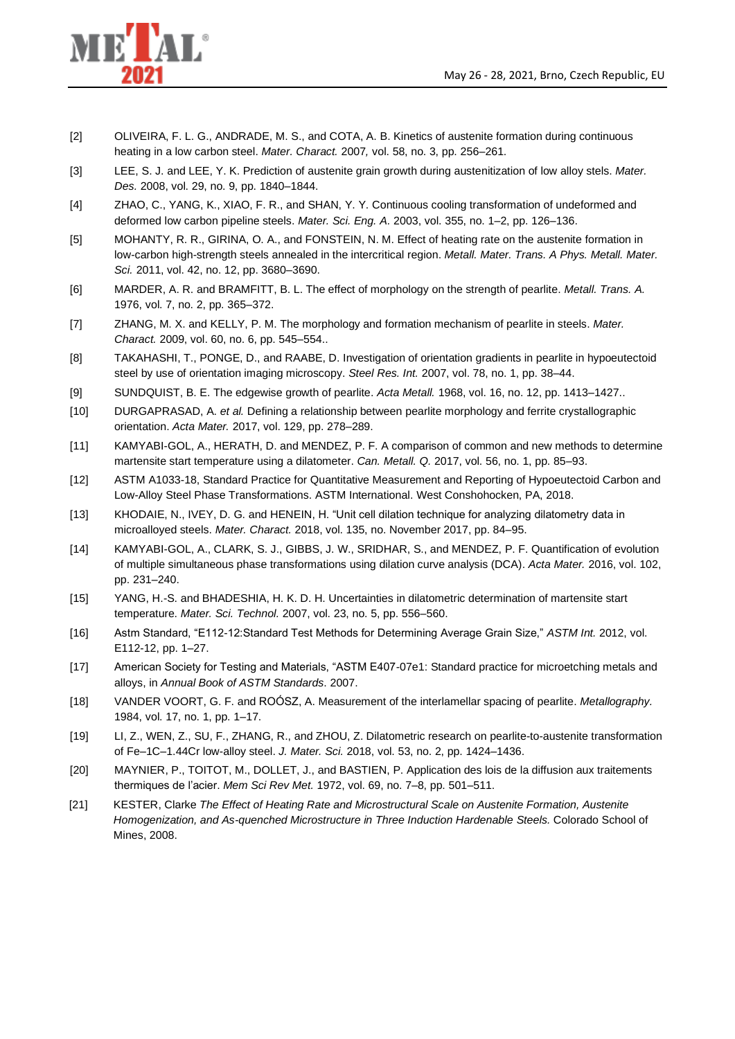[2] OLIVEIRA, F. L. G., ANDRADE, M. S., and COTA, A. B. Kinetics of austenite formation during continuous heating in a low carbon steel. *Mater. Charact.* 2007, vol. 58, no. 3, pp. 256–261.

[3] LEE, S. J. and LEE, Y. K. Prediction of austenite grain growth during austenitization of low alloy stels. *Mater. Des.* 2008, vol. 29, no. 9, pp. 1840–1844.

[4] ZHAO, C., YANG, K., XIAO, F. R., and SHAN, Y. Y. Continuous cooling transformation of undeformed and deformed low carbon pipeline steels. *Mater. Sci. Eng. A.* 2003, vol. 355, no. 1–2, pp. 126–136.

[5] MOHANTY, R. R., GIRINA, O. A., and FONSTEIN, N. M. Effect of heating rate on the austenite formation in low-carbon high-strength steels annealed in the intercritical region. *Metall. Mater. Trans. A Phys. Metall. Mater. Sci.* 2011, vol. 42, no. 12, pp. 3680–3690.

[6] MARDER, A. R. and BRAMFITT, B. L. The effect of morphology on the strength of pearlite. *Metall. Trans. A.* 1976, vol. 7, no. 2, pp. 365–372.

[7] ZHANG, M. X. and KELLY, P. M. The morphology and formation mechanism of pearlite in steels. *Mater. Charact.* 2009, vol. 60, no. 6, pp. 545–554..

[8] TAKAHASHI, T., PONGE, D., and RAABE, D. Investigation of orientation gradients in pearlite in hypoeutectoid steel by use of orientation imaging microscopy. *Steel Res. Int.* 2007, vol. 78, no. 1, pp. 38–44.

[9] SUNDQUIST, B. E. The edgewise growth of pearlite. *Acta Metall.* 1968, vol. 16, no. 12, pp. 1413–1427..

[10] DURGAPRASAD, A. *et al.* Defining a relationship between pearlite morphology and ferrite crystallographic orientation. *Acta Mater.* 2017, vol. 129, pp. 278–289.

[11] KAMYABI-GOL, A., HERATH, D. and MENDEZ, P. F. A comparison of common and new methods to determine martensite start temperature using a dilatometer. *Can. Metall. Q.* 2017, vol. 56, no. 1, pp. 85–93.

[12] ASTM A1033-18, Standard Practice for Quantitative Measurement and Reporting of Hypoeutectoid Carbon and Low-Alloy Steel Phase Transformations. ASTM International. West Conshohocken, PA, 2018.

[13] KHODAIE, N., IVEY, D. G. and HENEIN, H. "Unit cell dilation technique for analyzing dilatometry data in microalloyed steels. *Mater. Charact.* 2018, vol. 135, no. November 2017, pp. 84–95.

[14] KAMYABI-GOL, A., CLARK, S. J., GIBBS, J. W., SRIDHAR, S., and MENDEZ, P. F. Quantification of evolution of multiple simultaneous phase transformations using dilation curve analysis (DCA). *Acta Mater.* 2016, vol. 102, pp. 231–240.

[15] YANG, H.-S. and BHADESHIA, H. K. D. H. Uncertainties in dilatometric determination of martensite start temperature. *Mater. Sci. Technol.* 2007, vol. 23, no. 5, pp. 556–560.

[16] Astm Standard, "E112-12:Standard Test Methods for Determining Average Grain Size," *ASTM Int.* 2012, vol. E112-12, pp. 1–27.

[17] American Society for Testing and Materials, "ASTM E407-07e1: Standard practice for microetching metals and alloys, in *Annual Book of ASTM Standards*. 2007.

[18] VANDER VOORT, G. F. and ROÓSZ, A. Measurement of the interlamellar spacing of pearlite. *Metallography.* 1984, vol. 17, no. 1, pp. 1–17.

[19] LI, Z., WEN, Z., SU, F., ZHANG, R., and ZHOU, Z. Dilatometric research on pearlite-to-austenite transformation of Fe–1C–1.44Cr low-alloy steel. *J. Mater. Sci.* 2018, vol. 53, no. 2, pp. 1424–1436.

[20] MAYNIER, P., TOITOT, M., DOLLET, J., and BASTIEN, P. Application des lois de la diffusion aux traitements thermiques de l'acier. *Mem Sci Rev Met.* 1972, vol. 69, no. 7–8, pp. 501–511.

[21] KESTER, Clarke *The Effect of Heating Rate and Microstructural Scale on Austenite Formation, Austenite Homogenization, and As-quenched Microstructure in Three Induction Hardenable Steels.* Colorado School of Mines, 2008.